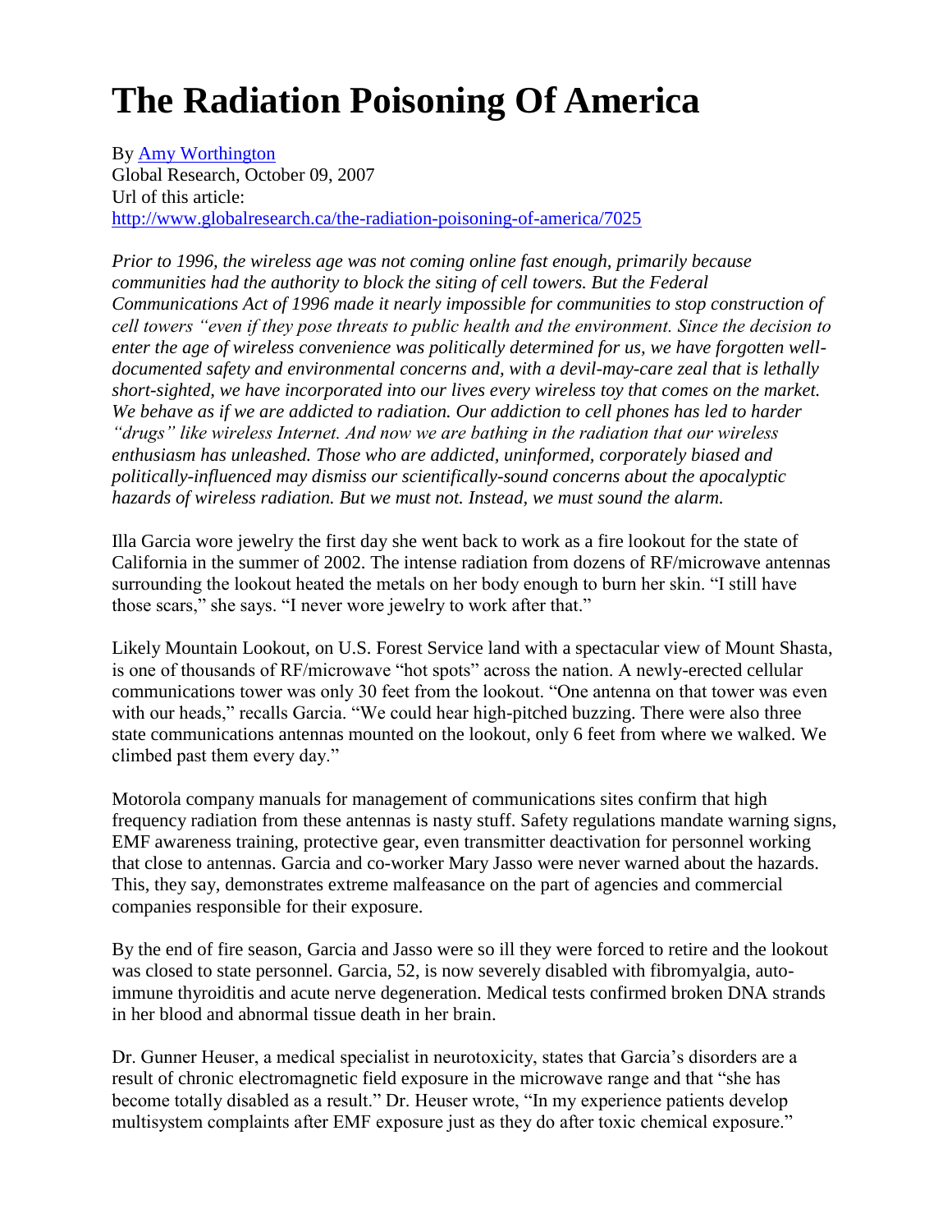# The Radiation Poisoning Of America

By [Amy Worthington](#)
Global Research, October 09, 2007
Url of this article:
[http://www.globalresearch.ca/the-radiation-poisoning-of-america/7025](http://www.globalresearch.ca/the-radiation-poisoning-of-america/7025)

*Prior to 1996, the wireless age was not coming online fast enough, primarily because communities had the authority to block the siting of cell towers. But the Federal Communications Act of 1996 made it nearly impossible for communities to stop construction of cell towers "even if they pose threats to public health and the environment. Since the decision to enter the age of wireless convenience was politically determined for us, we have forgotten well-documented safety and environmental concerns and, with a devil-may-care zeal that is lethally short-sighted, we have incorporated into our lives every wireless toy that comes on the market. We behave as if we are addicted to radiation. Our addiction to cell phones has led to harder "drugs" like wireless Internet. And now we are bathing in the radiation that our wireless enthusiasm has unleashed. Those who are addicted, uninformed, corporately biased and politically-influenced may dismiss our scientifically-sound concerns about the apocalyptic hazards of wireless radiation. But we must not. Instead, we must sound the alarm.*

Illa Garcia wore jewelry the first day she went back to work as a fire lookout for the state of California in the summer of 2002. The intense radiation from dozens of RF/microwave antennas surrounding the lookout heated the metals on her body enough to burn her skin. "I still have those scars," she says. "I never wore jewelry to work after that."

Likely Mountain Lookout, on U.S. Forest Service land with a spectacular view of Mount Shasta, is one of thousands of RF/microwave "hot spots" across the nation. A newly-erected cellular communications tower was only 30 feet from the lookout. "One antenna on that tower was even with our heads," recalls Garcia. "We could hear high-pitched buzzing. There were also three state communications antennas mounted on the lookout, only 6 feet from where we walked. We climbed past them every day."

Motorola company manuals for management of communications sites confirm that high frequency radiation from these antennas is nasty stuff. Safety regulations mandate warning signs, EMF awareness training, protective gear, even transmitter deactivation for personnel working that close to antennas. Garcia and co-worker Mary Jasso were never warned about the hazards. This, they say, demonstrates extreme malfeasance on the part of agencies and commercial companies responsible for their exposure.

By the end of fire season, Garcia and Jasso were so ill they were forced to retire and the lookout was closed to state personnel. Garcia, 52, is now severely disabled with fibromyalgia, auto-immune thyroiditis and acute nerve degeneration. Medical tests confirmed broken DNA strands in her blood and abnormal tissue death in her brain.

Dr. Gunner Heuser, a medical specialist in neurotoxicity, states that Garcia's disorders are a result of chronic electromagnetic field exposure in the microwave range and that "she has become totally disabled as a result." Dr. Heuser wrote, "In my experience patients develop multisystem complaints after EMF exposure just as they do after toxic chemical exposure."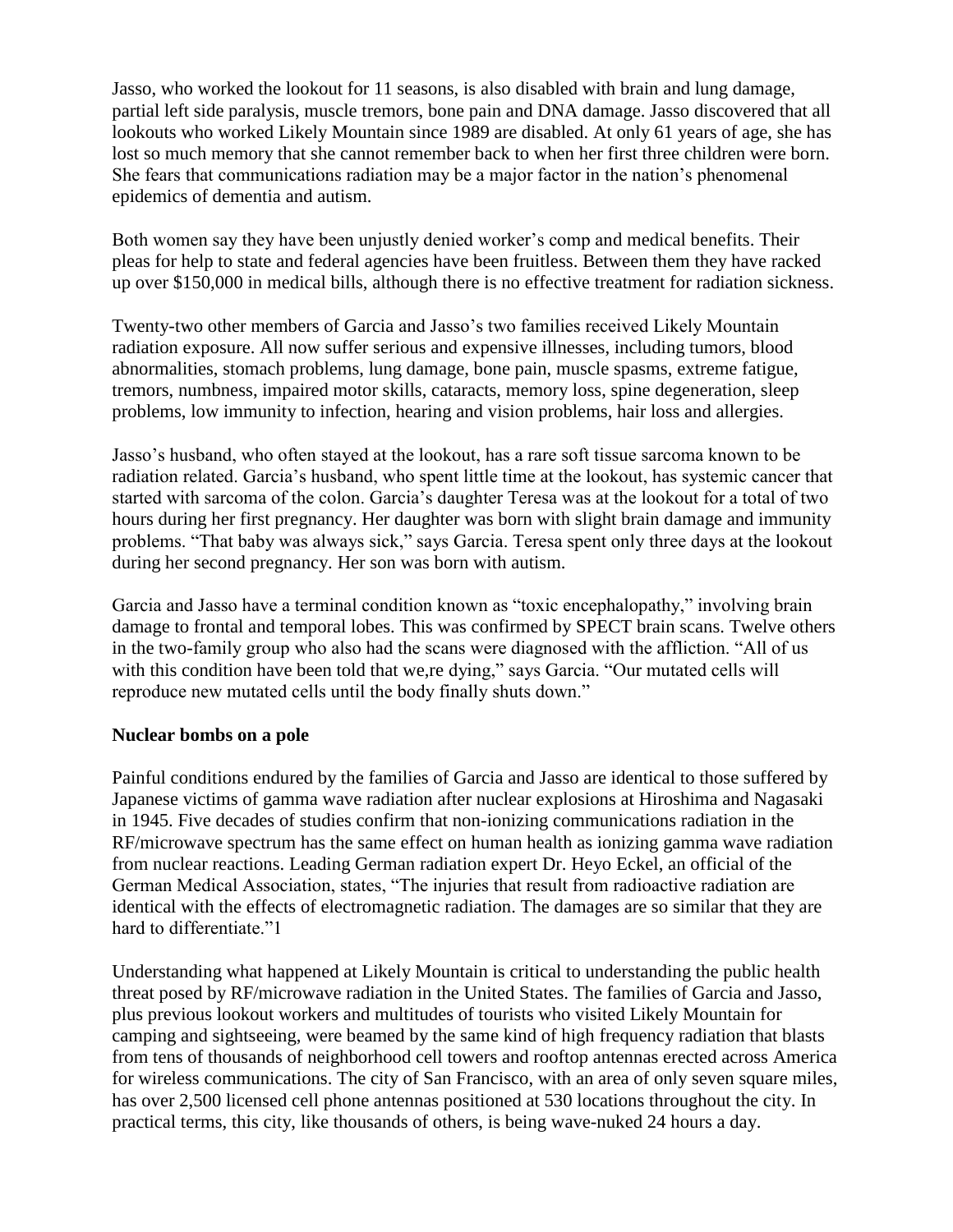Jasso, who worked the lookout for 11 seasons, is also disabled with brain and lung damage, partial left side paralysis, muscle tremors, bone pain and DNA damage. Jasso discovered that all lookouts who worked Likely Mountain since 1989 are disabled. At only 61 years of age, she has lost so much memory that she cannot remember back to when her first three children were born. She fears that communications radiation may be a major factor in the nation's phenomenal epidemics of dementia and autism.

Both women say they have been unjustly denied worker's comp and medical benefits. Their pleas for help to state and federal agencies have been fruitless. Between them they have racked up over $150,000 in medical bills, although there is no effective treatment for radiation sickness.

Twenty-two other members of Garcia and Jasso's two families received Likely Mountain radiation exposure. All now suffer serious and expensive illnesses, including tumors, blood abnormalities, stomach problems, lung damage, bone pain, muscle spasms, extreme fatigue, tremors, numbness, impaired motor skills, cataracts, memory loss, spine degeneration, sleep problems, low immunity to infection, hearing and vision problems, hair loss and allergies.

Jasso's husband, who often stayed at the lookout, has a rare soft tissue sarcoma known to be radiation related. Garcia's husband, who spent little time at the lookout, has systemic cancer that started with sarcoma of the colon. Garcia's daughter Teresa was at the lookout for a total of two hours during her first pregnancy. Her daughter was born with slight brain damage and immunity problems. "That baby was always sick," says Garcia. Teresa spent only three days at the lookout during her second pregnancy. Her son was born with autism.

Garcia and Jasso have a terminal condition known as "toxic encephalopathy," involving brain damage to frontal and temporal lobes. This was confirmed by SPECT brain scans. Twelve others in the two-family group who also had the scans were diagnosed with the affliction. "All of us with this condition have been told that we,re dying," says Garcia. "Our mutated cells will reproduce new mutated cells until the body finally shuts down."

**Nuclear bombs on a pole**

Painful conditions endured by the families of Garcia and Jasso are identical to those suffered by Japanese victims of gamma wave radiation after nuclear explosions at Hiroshima and Nagasaki in 1945. Five decades of studies confirm that non-ionizing communications radiation in the RF/microwave spectrum has the same effect on human health as ionizing gamma wave radiation from nuclear reactions. Leading German radiation expert Dr. Heyo Eckel, an official of the German Medical Association, states, "The injuries that result from radioactive radiation are identical with the effects of electromagnetic radiation. The damages are so similar that they are hard to differentiate."[1]

Understanding what happened at Likely Mountain is critical to understanding the public health threat posed by RF/microwave radiation in the United States. The families of Garcia and Jasso, plus previous lookout workers and multitudes of tourists who visited Likely Mountain for camping and sightseeing, were beamed by the same kind of high frequency radiation that blasts from tens of thousands of neighborhood cell towers and rooftop antennas erected across America for wireless communications. The city of San Francisco, with an area of only seven square miles, has over 2,500 licensed cell phone antennas positioned at 530 locations throughout the city. In practical terms, this city, like thousands of others, is being wave-nuked 24 hours a day.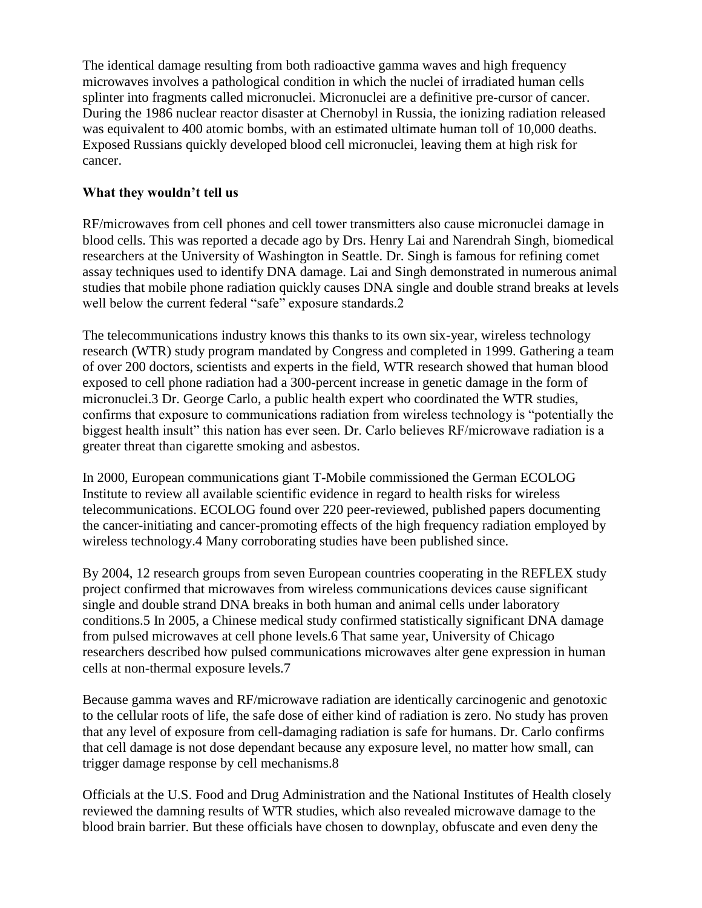The identical damage resulting from both radioactive gamma waves and high frequency microwaves involves a pathological condition in which the nuclei of irradiated human cells splinter into fragments called micronuclei. Micronuclei are a definitive pre-cursor of cancer. During the 1986 nuclear reactor disaster at Chernobyl in Russia, the ionizing radiation released was equivalent to 400 atomic bombs, with an estimated ultimate human toll of 10,000 deaths. Exposed Russians quickly developed blood cell micronuclei, leaving them at high risk for cancer.

**What they wouldn't tell us**

RF/microwaves from cell phones and cell tower transmitters also cause micronuclei damage in blood cells. This was reported a decade ago by Drs. Henry Lai and Narendrah Singh, biomedical researchers at the University of Washington in Seattle. Dr. Singh is famous for refining comet assay techniques used to identify DNA damage. Lai and Singh demonstrated in numerous animal studies that mobile phone radiation quickly causes DNA single and double strand breaks at levels well below the current federal "safe" exposure standards.[2]

The telecommunications industry knows this thanks to its own six-year, wireless technology research (WTR) study program mandated by Congress and completed in 1999. Gathering a team of over 200 doctors, scientists and experts in the field, WTR research showed that human blood exposed to cell phone radiation had a 300-percent increase in genetic damage in the form of micronuclei.[3] Dr. George Carlo, a public health expert who coordinated the WTR studies, confirms that exposure to communications radiation from wireless technology is "potentially the biggest health insult" this nation has ever seen. Dr. Carlo believes RF/microwave radiation is a greater threat than cigarette smoking and asbestos.

In 2000, European communications giant T-Mobile commissioned the German ECOLOG Institute to review all available scientific evidence in regard to health risks for wireless telecommunications. ECOLOG found over 220 peer-reviewed, published papers documenting the cancer-initiating and cancer-promoting effects of the high frequency radiation employed by wireless technology.[4] Many corroborating studies have been published since.

By 2004, 12 research groups from seven European countries cooperating in the REFLEX study project confirmed that microwaves from wireless communications devices cause significant single and double strand DNA breaks in both human and animal cells under laboratory conditions.[5] In 2005, a Chinese medical study confirmed statistically significant DNA damage from pulsed microwaves at cell phone levels.[6] That same year, University of Chicago researchers described how pulsed communications microwaves alter gene expression in human cells at non-thermal exposure levels.[7]

Because gamma waves and RF/microwave radiation are identically carcinogenic and genotoxic to the cellular roots of life, the safe dose of either kind of radiation is zero. No study has proven that any level of exposure from cell-damaging radiation is safe for humans. Dr. Carlo confirms that cell damage is not dose dependant because any exposure level, no matter how small, can trigger damage response by cell mechanisms.[8]

Officials at the U.S. Food and Drug Administration and the National Institutes of Health closely reviewed the damning results of WTR studies, which also revealed microwave damage to the blood brain barrier. But these officials have chosen to downplay, obfuscate and even deny the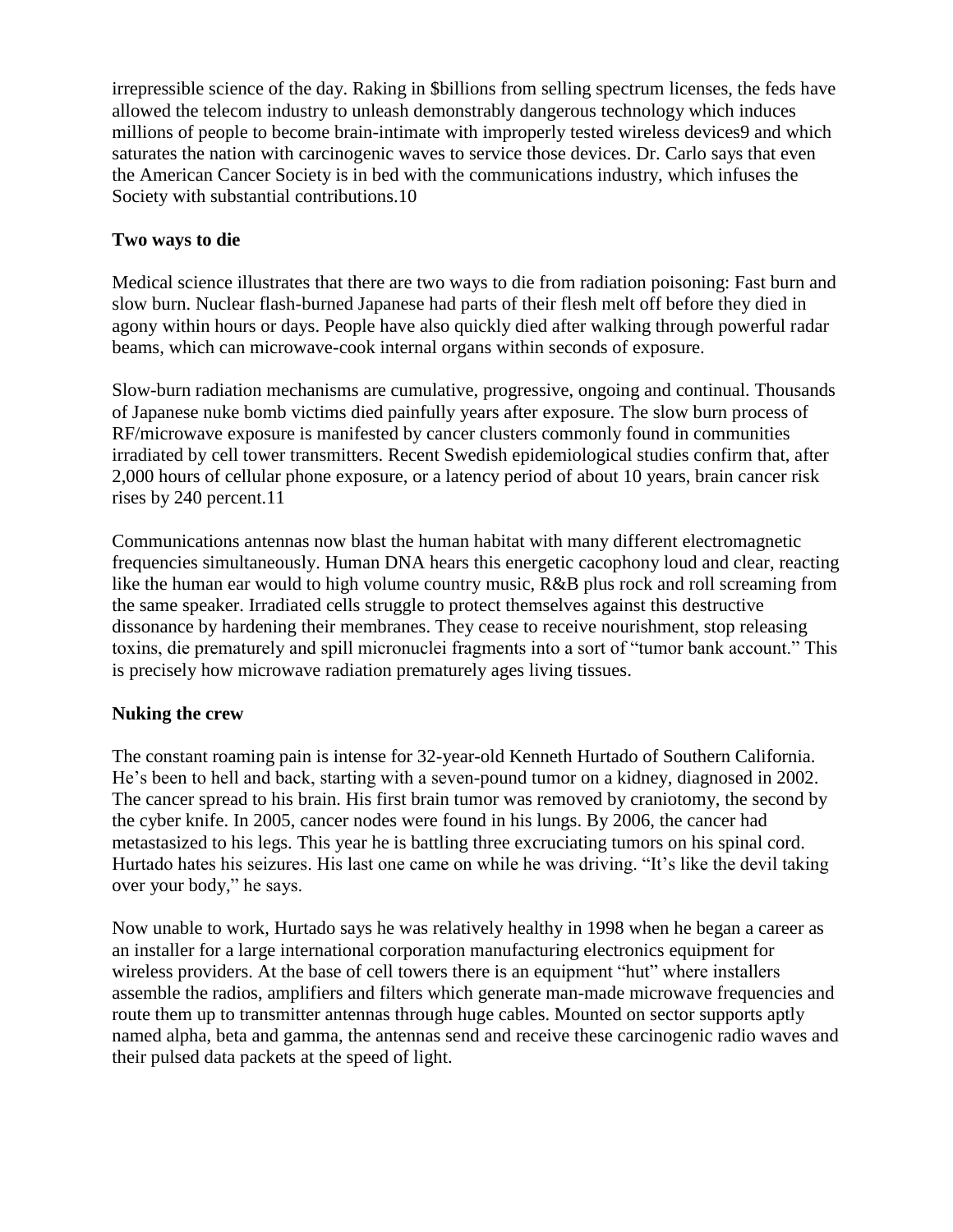irrepressible science of the day. Raking in $billions from selling spectrum licenses, the feds have allowed the telecom industry to unleash demonstrably dangerous technology which induces millions of people to become brain-intimate with improperly tested wireless devices[9] and which saturates the nation with carcinogenic waves to service those devices. Dr. Carlo says that even the American Cancer Society is in bed with the communications industry, which infuses the Society with substantial contributions.[10]

**Two ways to die**

Medical science illustrates that there are two ways to die from radiation poisoning: Fast burn and slow burn. Nuclear flash-burned Japanese had parts of their flesh melt off before they died in agony within hours or days. People have also quickly died after walking through powerful radar beams, which can microwave-cook internal organs within seconds of exposure.

Slow-burn radiation mechanisms are cumulative, progressive, ongoing and continual. Thousands of Japanese nuke bomb victims died painfully years after exposure. The slow burn process of RF/microwave exposure is manifested by cancer clusters commonly found in communities irradiated by cell tower transmitters. Recent Swedish epidemiological studies confirm that, after 2,000 hours of cellular phone exposure, or a latency period of about 10 years, brain cancer risk rises by 240 percent.[11]

Communications antennas now blast the human habitat with many different electromagnetic frequencies simultaneously. Human DNA hears this energetic cacophony loud and clear, reacting like the human ear would to high volume country music, R&B plus rock and roll screaming from the same speaker. Irradiated cells struggle to protect themselves against this destructive dissonance by hardening their membranes. They cease to receive nourishment, stop releasing toxins, die prematurely and spill micronuclei fragments into a sort of "tumor bank account." This is precisely how microwave radiation prematurely ages living tissues.

**Nuking the crew**

The constant roaming pain is intense for 32-year-old Kenneth Hurtado of Southern California. He's been to hell and back, starting with a seven-pound tumor on a kidney, diagnosed in 2002. The cancer spread to his brain. His first brain tumor was removed by craniotomy, the second by the cyber knife. In 2005, cancer nodes were found in his lungs. By 2006, the cancer had metastasized to his legs. This year he is battling three excruciating tumors on his spinal cord. Hurtado hates his seizures. His last one came on while he was driving. "It's like the devil taking over your body," he says.

Now unable to work, Hurtado says he was relatively healthy in 1998 when he began a career as an installer for a large international corporation manufacturing electronics equipment for wireless providers. At the base of cell towers there is an equipment "hut" where installers assemble the radios, amplifiers and filters which generate man-made microwave frequencies and route them up to transmitter antennas through huge cables. Mounted on sector supports aptly named alpha, beta and gamma, the antennas send and receive these carcinogenic radio waves and their pulsed data packets at the speed of light.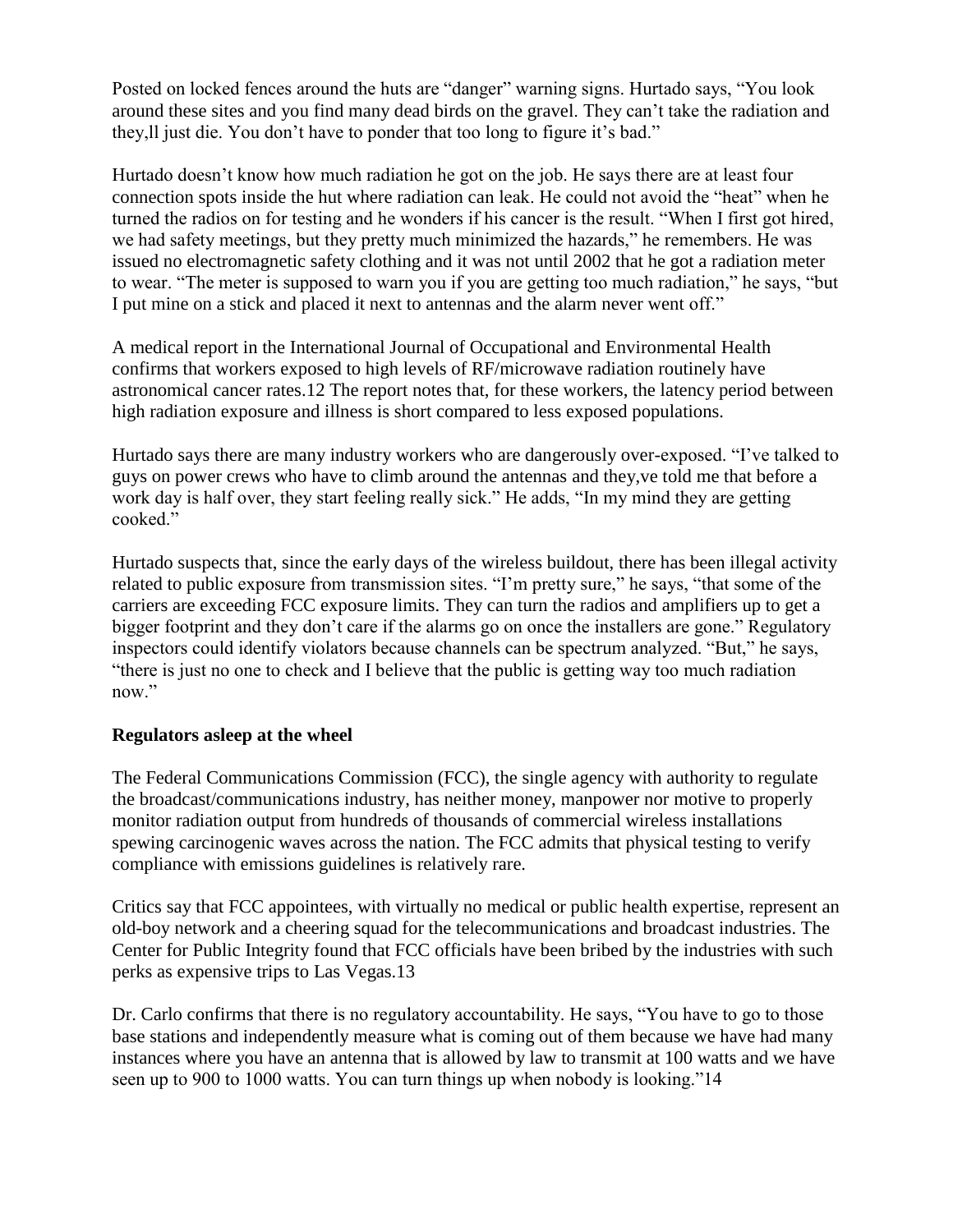Posted on locked fences around the huts are “danger” warning signs. Hurtado says, “You look around these sites and you find many dead birds on the gravel. They can’t take the radiation and they,ll just die. You don’t have to ponder that too long to figure it’s bad.”

Hurtado doesn’t know how much radiation he got on the job. He says there are at least four connection spots inside the hut where radiation can leak. He could not avoid the “heat” when he turned the radios on for testing and he wonders if his cancer is the result. “When I first got hired, we had safety meetings, but they pretty much minimized the hazards,” he remembers. He was issued no electromagnetic safety clothing and it was not until 2002 that he got a radiation meter to wear. “The meter is supposed to warn you if you are getting too much radiation,” he says, “but I put mine on a stick and placed it next to antennas and the alarm never went off.”

A medical report in the International Journal of Occupational and Environmental Health confirms that workers exposed to high levels of RF/microwave radiation routinely have astronomical cancer rates.12 The report notes that, for these workers, the latency period between high radiation exposure and illness is short compared to less exposed populations.

Hurtado says there are many industry workers who are dangerously over-exposed. “I’ve talked to guys on power crews who have to climb around the antennas and they,ve told me that before a work day is half over, they start feeling really sick.” He adds, “In my mind they are getting cooked.”

Hurtado suspects that, since the early days of the wireless buildout, there has been illegal activity related to public exposure from transmission sites. “I’m pretty sure,” he says, “that some of the carriers are exceeding FCC exposure limits. They can turn the radios and amplifiers up to get a bigger footprint and they don’t care if the alarms go on once the installers are gone.” Regulatory inspectors could identify violators because channels can be spectrum analyzed. “But,” he says, “there is just no one to check and I believe that the public is getting way too much radiation now.”

**Regulators asleep at the wheel**

The Federal Communications Commission (FCC), the single agency with authority to regulate the broadcast/communications industry, has neither money, manpower nor motive to properly monitor radiation output from hundreds of thousands of commercial wireless installations spewing carcinogenic waves across the nation. The FCC admits that physical testing to verify compliance with emissions guidelines is relatively rare.

Critics say that FCC appointees, with virtually no medical or public health expertise, represent an old-boy network and a cheering squad for the telecommunications and broadcast industries. The Center for Public Integrity found that FCC officials have been bribed by the industries with such perks as expensive trips to Las Vegas.13

Dr. Carlo confirms that there is no regulatory accountability. He says, “You have to go to those base stations and independently measure what is coming out of them because we have had many instances where you have an antenna that is allowed by law to transmit at 100 watts and we have seen up to 900 to 1000 watts. You can turn things up when nobody is looking.”14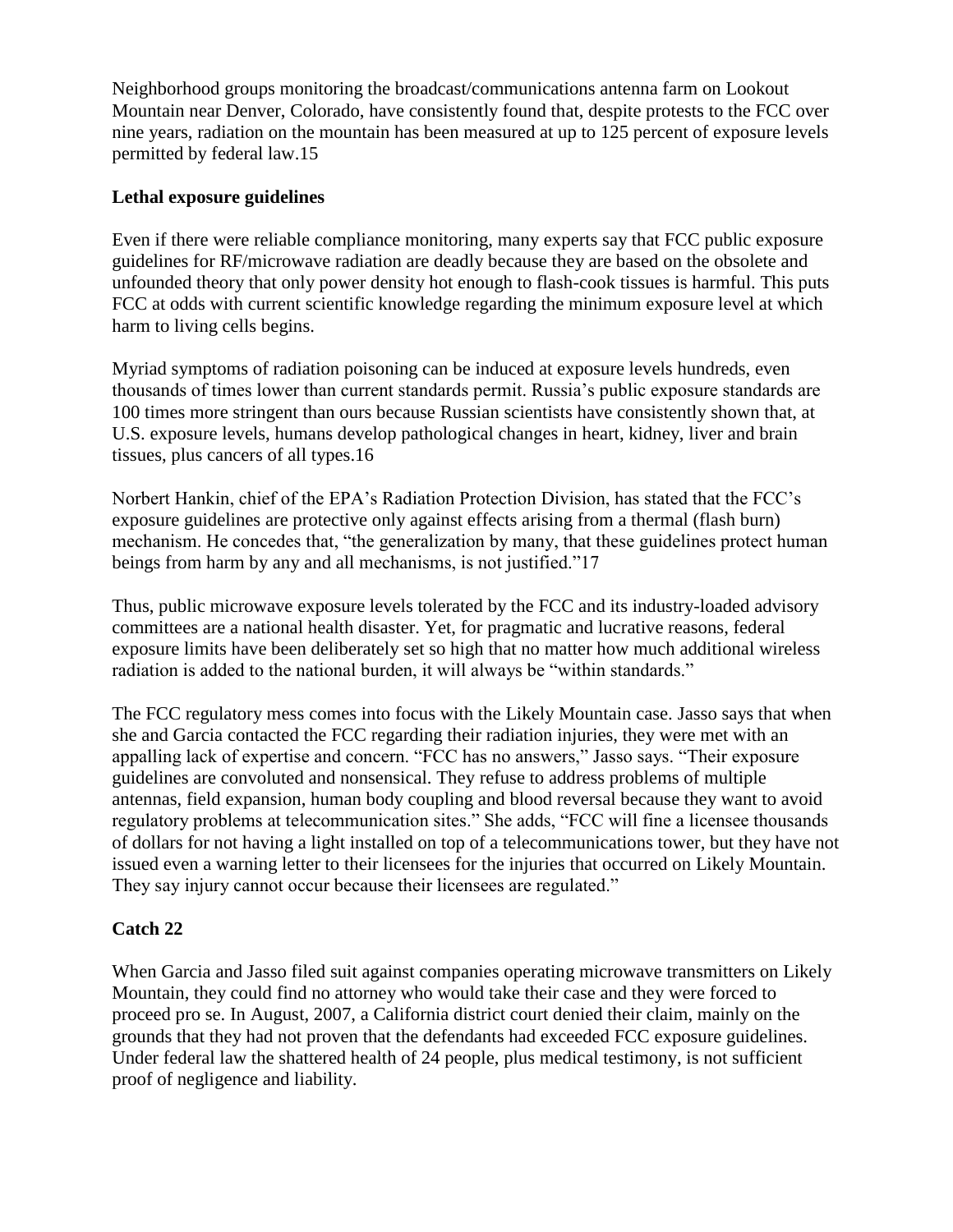Neighborhood groups monitoring the broadcast/communications antenna farm on Lookout Mountain near Denver, Colorado, have consistently found that, despite protests to the FCC over nine years, radiation on the mountain has been measured at up to 125 percent of exposure levels permitted by federal law.[15]

## Lethal exposure guidelines

Even if there were reliable compliance monitoring, many experts say that FCC public exposure guidelines for RF/microwave radiation are deadly because they are based on the obsolete and unfounded theory that only power density hot enough to flash-cook tissues is harmful. This puts FCC at odds with current scientific knowledge regarding the minimum exposure level at which harm to living cells begins.

Myriad symptoms of radiation poisoning can be induced at exposure levels hundreds, even thousands of times lower than current standards permit. Russia's public exposure standards are 100 times more stringent than ours because Russian scientists have consistently shown that, at U.S. exposure levels, humans develop pathological changes in heart, kidney, liver and brain tissues, plus cancers of all types.[16]

Norbert Hankin, chief of the EPA's Radiation Protection Division, has stated that the FCC's exposure guidelines are protective only against effects arising from a thermal (flash burn) mechanism. He concedes that, "the generalization by many, that these guidelines protect human beings from harm by any and all mechanisms, is not justified."[17]

Thus, public microwave exposure levels tolerated by the FCC and its industry-loaded advisory committees are a national health disaster. Yet, for pragmatic and lucrative reasons, federal exposure limits have been deliberately set so high that no matter how much additional wireless radiation is added to the national burden, it will always be "within standards."

The FCC regulatory mess comes into focus with the Likely Mountain case. Jasso says that when she and Garcia contacted the FCC regarding their radiation injuries, they were met with an appalling lack of expertise and concern. "FCC has no answers," Jasso says. "Their exposure guidelines are convoluted and nonsensical. They refuse to address problems of multiple antennas, field expansion, human body coupling and blood reversal because they want to avoid regulatory problems at telecommunication sites." She adds, "FCC will fine a licensee thousands of dollars for not having a light installed on top of a telecommunications tower, but they have not issued even a warning letter to their licensees for the injuries that occurred on Likely Mountain. They say injury cannot occur because their licensees are regulated."

## Catch 22

When Garcia and Jasso filed suit against companies operating microwave transmitters on Likely Mountain, they could find no attorney who would take their case and they were forced to proceed pro se. In August, 2007, a California district court denied their claim, mainly on the grounds that they had not proven that the defendants had exceeded FCC exposure guidelines. Under federal law the shattered health of 24 people, plus medical testimony, is not sufficient proof of negligence and liability.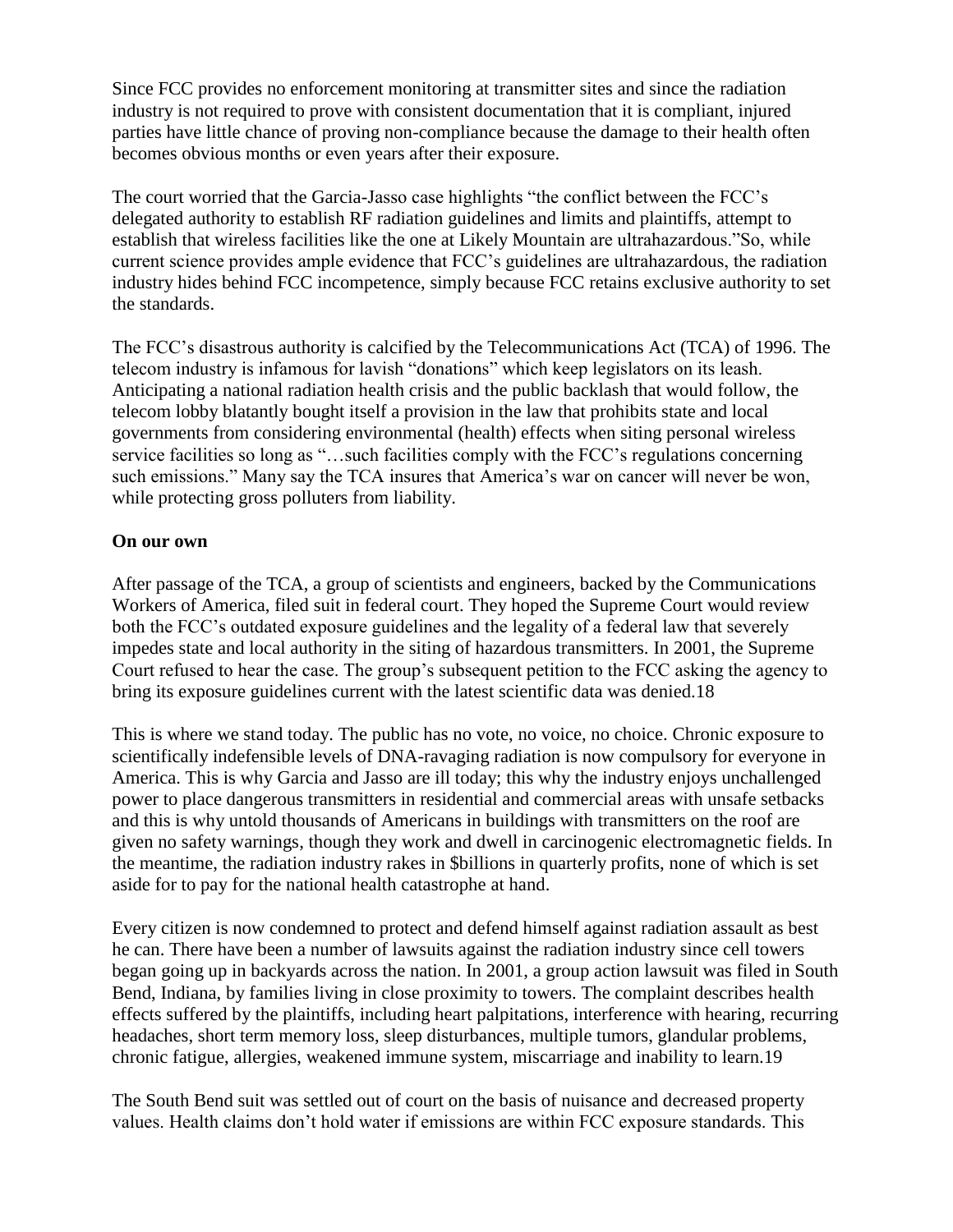Since FCC provides no enforcement monitoring at transmitter sites and since the radiation industry is not required to prove with consistent documentation that it is compliant, injured parties have little chance of proving non-compliance because the damage to their health often becomes obvious months or even years after their exposure.

The court worried that the Garcia-Jasso case highlights "the conflict between the FCC's delegated authority to establish RF radiation guidelines and limits and plaintiffs, attempt to establish that wireless facilities like the one at Likely Mountain are ultrahazardous."So, while current science provides ample evidence that FCC's guidelines are ultrahazardous, the radiation industry hides behind FCC incompetence, simply because FCC retains exclusive authority to set the standards.

The FCC's disastrous authority is calcified by the Telecommunications Act (TCA) of 1996. The telecom industry is infamous for lavish "donations" which keep legislators on its leash. Anticipating a national radiation health crisis and the public backlash that would follow, the telecom lobby blatantly bought itself a provision in the law that prohibits state and local governments from considering environmental (health) effects when siting personal wireless service facilities so long as "…such facilities comply with the FCC's regulations concerning such emissions." Many say the TCA insures that America's war on cancer will never be won, while protecting gross polluters from liability.

**On our own**

After passage of the TCA, a group of scientists and engineers, backed by the Communications Workers of America, filed suit in federal court. They hoped the Supreme Court would review both the FCC's outdated exposure guidelines and the legality of a federal law that severely impedes state and local authority in the siting of hazardous transmitters. In 2001, the Supreme Court refused to hear the case. The group's subsequent petition to the FCC asking the agency to bring its exposure guidelines current with the latest scientific data was denied.[18]

This is where we stand today. The public has no vote, no voice, no choice. Chronic exposure to scientifically indefensible levels of DNA-ravaging radiation is now compulsory for everyone in America. This is why Garcia and Jasso are ill today; this why the industry enjoys unchallenged power to place dangerous transmitters in residential and commercial areas with unsafe setbacks and this is why untold thousands of Americans in buildings with transmitters on the roof are given no safety warnings, though they work and dwell in carcinogenic electromagnetic fields. In the meantime, the radiation industry rakes in $billions in quarterly profits, none of which is set aside for to pay for the national health catastrophe at hand.

Every citizen is now condemned to protect and defend himself against radiation assault as best he can. There have been a number of lawsuits against the radiation industry since cell towers began going up in backyards across the nation. In 2001, a group action lawsuit was filed in South Bend, Indiana, by families living in close proximity to towers. The complaint describes health effects suffered by the plaintiffs, including heart palpitations, interference with hearing, recurring headaches, short term memory loss, sleep disturbances, multiple tumors, glandular problems, chronic fatigue, allergies, weakened immune system, miscarriage and inability to learn.[19]

The South Bend suit was settled out of court on the basis of nuisance and decreased property values. Health claims don't hold water if emissions are within FCC exposure standards. This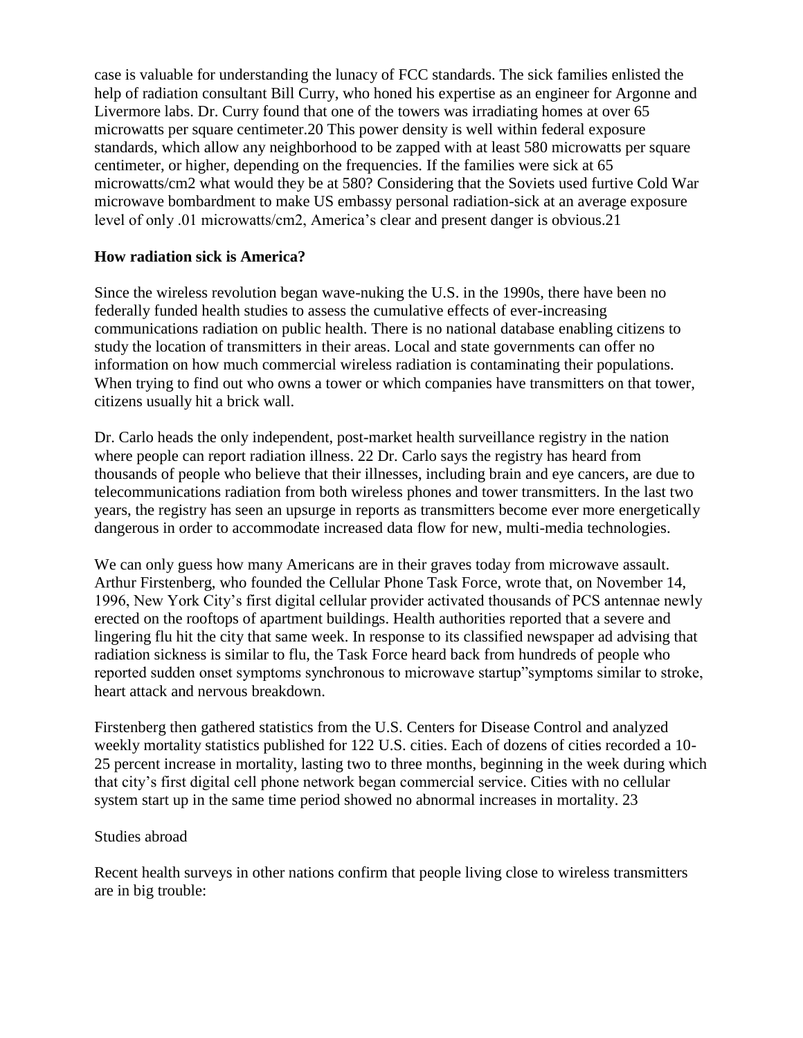case is valuable for understanding the lunacy of FCC standards. The sick families enlisted the help of radiation consultant Bill Curry, who honed his expertise as an engineer for Argonne and Livermore labs. Dr. Curry found that one of the towers was irradiating homes at over 65 microwatts per square centimeter.[20] This power density is well within federal exposure standards, which allow any neighborhood to be zapped with at least 580 microwatts per square centimeter, or higher, depending on the frequencies. If the families were sick at 65 microwatts/cm2 what would they be at 580? Considering that the Soviets used furtive Cold War microwave bombardment to make US embassy personal radiation-sick at an average exposure level of only .01 microwatts/cm2, America's clear and present danger is obvious.[21]

**How radiation sick is America?**

Since the wireless revolution began wave-nuking the U.S. in the 1990s, there have been no federally funded health studies to assess the cumulative effects of ever-increasing communications radiation on public health. There is no national database enabling citizens to study the location of transmitters in their areas. Local and state governments can offer no information on how much commercial wireless radiation is contaminating their populations. When trying to find out who owns a tower or which companies have transmitters on that tower, citizens usually hit a brick wall.

Dr. Carlo heads the only independent, post-market health surveillance registry in the nation where people can report radiation illness. [22] Dr. Carlo says the registry has heard from thousands of people who believe that their illnesses, including brain and eye cancers, are due to telecommunications radiation from both wireless phones and tower transmitters. In the last two years, the registry has seen an upsurge in reports as transmitters become ever more energetically dangerous in order to accommodate increased data flow for new, multi-media technologies.

We can only guess how many Americans are in their graves today from microwave assault. Arthur Firstenberg, who founded the Cellular Phone Task Force, wrote that, on November 14, 1996, New York City's first digital cellular provider activated thousands of PCS antennae newly erected on the rooftops of apartment buildings. Health authorities reported that a severe and lingering flu hit the city that same week. In response to its classified newspaper ad advising that radiation sickness is similar to flu, the Task Force heard back from hundreds of people who reported sudden onset symptoms synchronous to microwave startup"symptoms similar to stroke, heart attack and nervous breakdown.

Firstenberg then gathered statistics from the U.S. Centers for Disease Control and analyzed weekly mortality statistics published for 122 U.S. cities. Each of dozens of cities recorded a 10-25 percent increase in mortality, lasting two to three months, beginning in the week during which that city's first digital cell phone network began commercial service. Cities with no cellular system start up in the same time period showed no abnormal increases in mortality. [23]

Studies abroad

Recent health surveys in other nations confirm that people living close to wireless transmitters are in big trouble: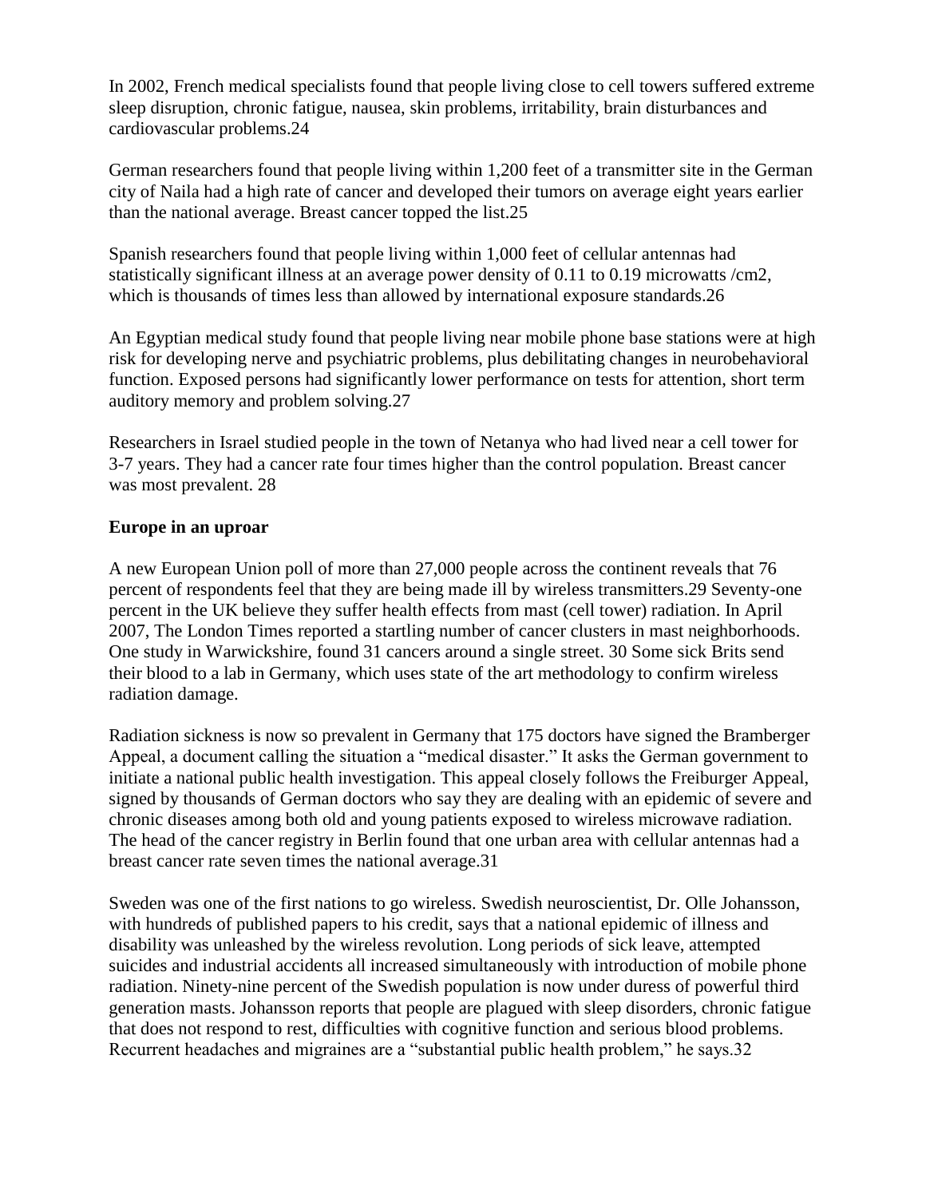In 2002, French medical specialists found that people living close to cell towers suffered extreme sleep disruption, chronic fatigue, nausea, skin problems, irritability, brain disturbances and cardiovascular problems.[24]

German researchers found that people living within 1,200 feet of a transmitter site in the German city of Naila had a high rate of cancer and developed their tumors on average eight years earlier than the national average. Breast cancer topped the list.[25]

Spanish researchers found that people living within 1,000 feet of cellular antennas had statistically significant illness at an average power density of 0.11 to 0.19 microwatts /cm2, which is thousands of times less than allowed by international exposure standards.[26]

An Egyptian medical study found that people living near mobile phone base stations were at high risk for developing nerve and psychiatric problems, plus debilitating changes in neurobehavioral function. Exposed persons had significantly lower performance on tests for attention, short term auditory memory and problem solving.[27]

Researchers in Israel studied people in the town of Netanya who had lived near a cell tower for 3-7 years. They had a cancer rate four times higher than the control population. Breast cancer was most prevalent. [28]

**Europe in an uproar**

A new European Union poll of more than 27,000 people across the continent reveals that 76 percent of respondents feel that they are being made ill by wireless transmitters.[29] Seventy-one percent in the UK believe they suffer health effects from mast (cell tower) radiation. In April 2007, The London Times reported a startling number of cancer clusters in mast neighborhoods. One study in Warwickshire, found 31 cancers around a single street. [30] Some sick Brits send their blood to a lab in Germany, which uses state of the art methodology to confirm wireless radiation damage.

Radiation sickness is now so prevalent in Germany that 175 doctors have signed the Bramberger Appeal, a document calling the situation a "medical disaster." It asks the German government to initiate a national public health investigation. This appeal closely follows the Freiburger Appeal, signed by thousands of German doctors who say they are dealing with an epidemic of severe and chronic diseases among both old and young patients exposed to wireless microwave radiation. The head of the cancer registry in Berlin found that one urban area with cellular antennas had a breast cancer rate seven times the national average.[31]

Sweden was one of the first nations to go wireless. Swedish neuroscientist, Dr. Olle Johansson, with hundreds of published papers to his credit, says that a national epidemic of illness and disability was unleashed by the wireless revolution. Long periods of sick leave, attempted suicides and industrial accidents all increased simultaneously with introduction of mobile phone radiation. Ninety-nine percent of the Swedish population is now under duress of powerful third generation masts. Johansson reports that people are plagued with sleep disorders, chronic fatigue that does not respond to rest, difficulties with cognitive function and serious blood problems. Recurrent headaches and migraines are a "substantial public health problem," he says.[32]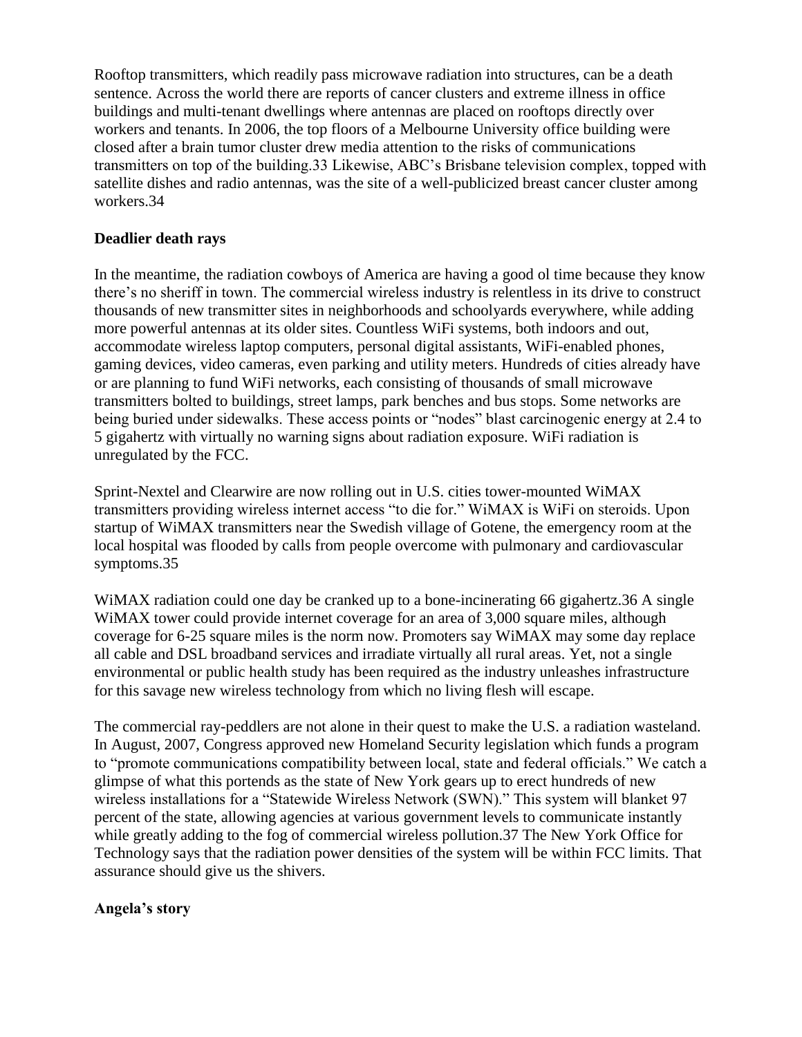Rooftop transmitters, which readily pass microwave radiation into structures, can be a death sentence. Across the world there are reports of cancer clusters and extreme illness in office buildings and multi-tenant dwellings where antennas are placed on rooftops directly over workers and tenants. In 2006, the top floors of a Melbourne University office building were closed after a brain tumor cluster drew media attention to the risks of communications transmitters on top of the building.33 Likewise, ABC's Brisbane television complex, topped with satellite dishes and radio antennas, was the site of a well-publicized breast cancer cluster among workers.34

## Deadlier death rays

In the meantime, the radiation cowboys of America are having a good ol time because they know there's no sheriff in town. The commercial wireless industry is relentless in its drive to construct thousands of new transmitter sites in neighborhoods and schoolyards everywhere, while adding more powerful antennas at its older sites. Countless WiFi systems, both indoors and out, accommodate wireless laptop computers, personal digital assistants, WiFi-enabled phones, gaming devices, video cameras, even parking and utility meters. Hundreds of cities already have or are planning to fund WiFi networks, each consisting of thousands of small microwave transmitters bolted to buildings, street lamps, park benches and bus stops. Some networks are being buried under sidewalks. These access points or "nodes" blast carcinogenic energy at 2.4 to 5 gigahertz with virtually no warning signs about radiation exposure. WiFi radiation is unregulated by the FCC.

Sprint-Nextel and Clearwire are now rolling out in U.S. cities tower-mounted WiMAX transmitters providing wireless internet access "to die for." WiMAX is WiFi on steroids. Upon startup of WiMAX transmitters near the Swedish village of Gotene, the emergency room at the local hospital was flooded by calls from people overcome with pulmonary and cardiovascular symptoms.35

WiMAX radiation could one day be cranked up to a bone-incinerating 66 gigahertz.36 A single WiMAX tower could provide internet coverage for an area of 3,000 square miles, although coverage for 6-25 square miles is the norm now. Promoters say WiMAX may some day replace all cable and DSL broadband services and irradiate virtually all rural areas. Yet, not a single environmental or public health study has been required as the industry unleashes infrastructure for this savage new wireless technology from which no living flesh will escape.

The commercial ray-peddlers are not alone in their quest to make the U.S. a radiation wasteland. In August, 2007, Congress approved new Homeland Security legislation which funds a program to "promote communications compatibility between local, state and federal officials." We catch a glimpse of what this portends as the state of New York gears up to erect hundreds of new wireless installations for a "Statewide Wireless Network (SWN)." This system will blanket 97 percent of the state, allowing agencies at various government levels to communicate instantly while greatly adding to the fog of commercial wireless pollution.37 The New York Office for Technology says that the radiation power densities of the system will be within FCC limits. That assurance should give us the shivers.

## Angela's story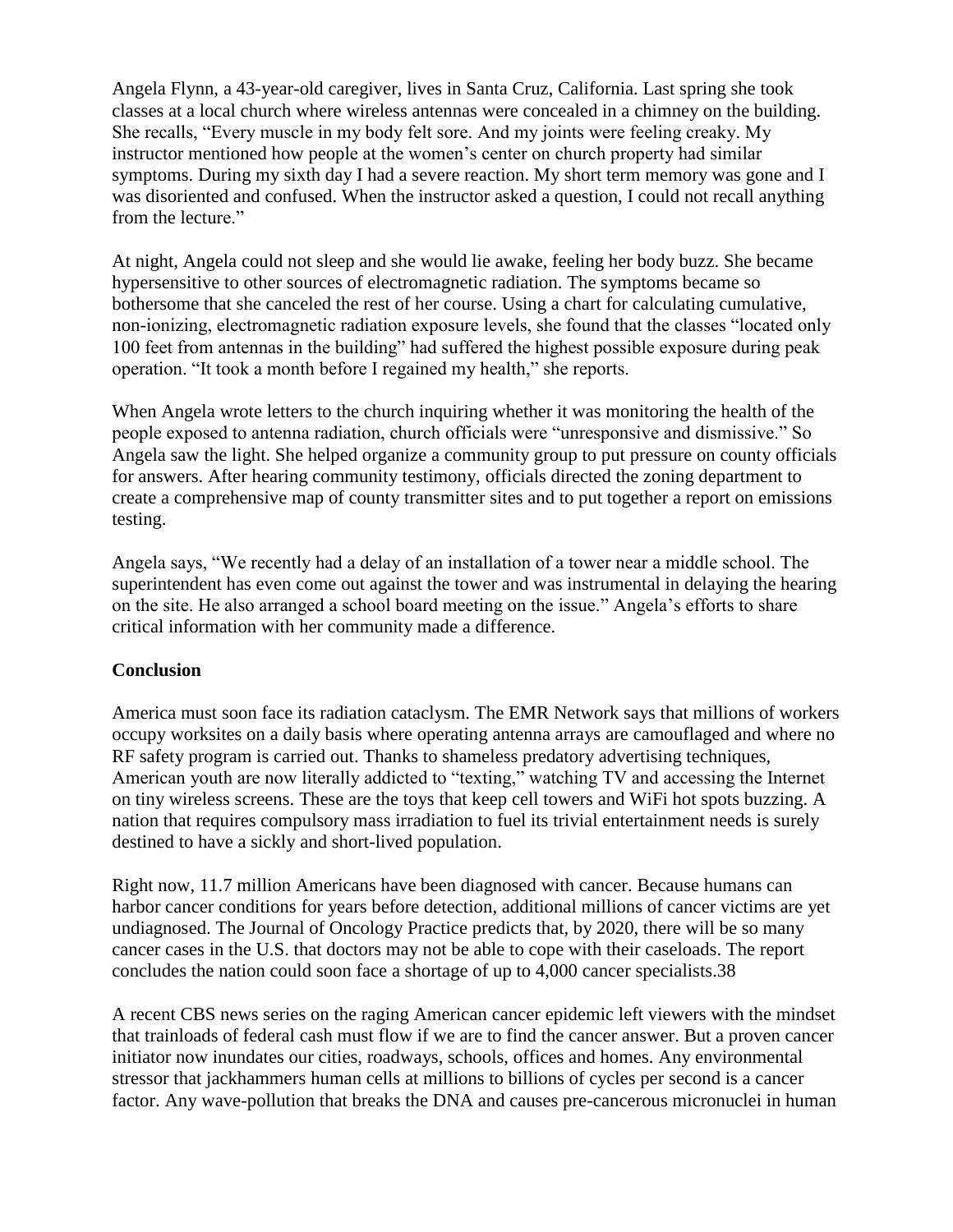Angela Flynn, a 43-year-old caregiver, lives in Santa Cruz, California. Last spring she took classes at a local church where wireless antennas were concealed in a chimney on the building. She recalls, “Every muscle in my body felt sore. And my joints were feeling creaky. My instructor mentioned how people at the women’s center on church property had similar symptoms. During my sixth day I had a severe reaction. My short term memory was gone and I was disoriented and confused. When the instructor asked a question, I could not recall anything from the lecture.”

At night, Angela could not sleep and she would lie awake, feeling her body buzz. She became hypersensitive to other sources of electromagnetic radiation. The symptoms became so bothersome that she canceled the rest of her course. Using a chart for calculating cumulative, non-ionizing, electromagnetic radiation exposure levels, she found that the classes “located only 100 feet from antennas in the building” had suffered the highest possible exposure during peak operation. “It took a month before I regained my health,” she reports.

When Angela wrote letters to the church inquiring whether it was monitoring the health of the people exposed to antenna radiation, church officials were “unresponsive and dismissive.” So Angela saw the light. She helped organize a community group to put pressure on county officials for answers. After hearing community testimony, officials directed the zoning department to create a comprehensive map of county transmitter sites and to put together a report on emissions testing.

Angela says, “We recently had a delay of an installation of a tower near a middle school. The superintendent has even come out against the tower and was instrumental in delaying the hearing on the site. He also arranged a school board meeting on the issue.” Angela’s efforts to share critical information with her community made a difference.

**Conclusion**

America must soon face its radiation cataclysm. The EMR Network says that millions of workers occupy worksites on a daily basis where operating antenna arrays are camouflaged and where no RF safety program is carried out. Thanks to shameless predatory advertising techniques, American youth are now literally addicted to “texting,” watching TV and accessing the Internet on tiny wireless screens. These are the toys that keep cell towers and WiFi hot spots buzzing. A nation that requires compulsory mass irradiation to fuel its trivial entertainment needs is surely destined to have a sickly and short-lived population.

Right now, 11.7 million Americans have been diagnosed with cancer. Because humans can harbor cancer conditions for years before detection, additional millions of cancer victims are yet undiagnosed. The Journal of Oncology Practice predicts that, by 2020, there will be so many cancer cases in the U.S. that doctors may not be able to cope with their caseloads. The report concludes the nation could soon face a shortage of up to 4,000 cancer specialists.[38]

A recent CBS news series on the raging American cancer epidemic left viewers with the mindset that trainloads of federal cash must flow if we are to find the cancer answer. But a proven cancer initiator now inundates our cities, roadways, schools, offices and homes. Any environmental stressor that jackhammers human cells at millions to billions of cycles per second is a cancer factor. Any wave-pollution that breaks the DNA and causes pre-cancerous micronuclei in human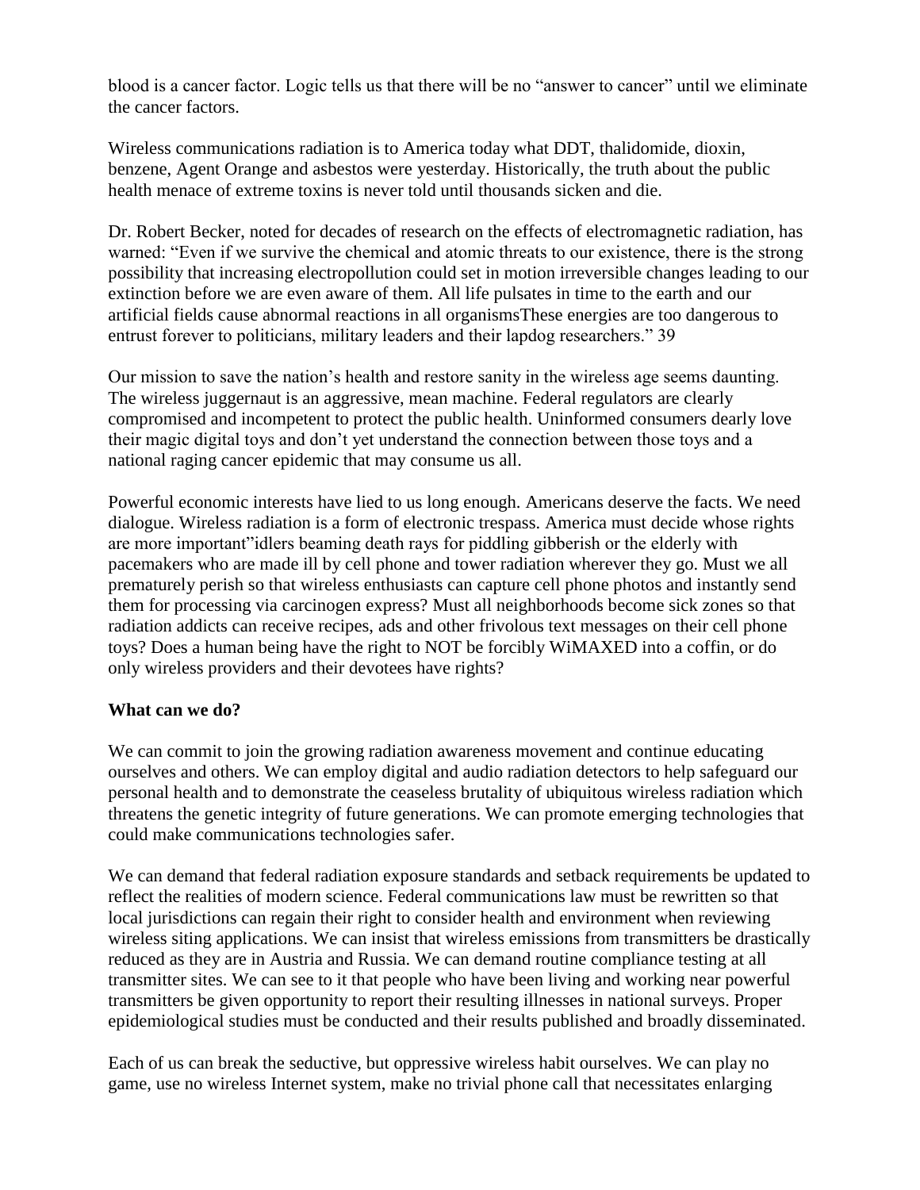blood is a cancer factor. Logic tells us that there will be no "answer to cancer" until we eliminate the cancer factors.

Wireless communications radiation is to America today what DDT, thalidomide, dioxin, benzene, Agent Orange and asbestos were yesterday. Historically, the truth about the public health menace of extreme toxins is never told until thousands sicken and die.

Dr. Robert Becker, noted for decades of research on the effects of electromagnetic radiation, has warned: "Even if we survive the chemical and atomic threats to our existence, there is the strong possibility that increasing electropollution could set in motion irreversible changes leading to our extinction before we are even aware of them. All life pulsates in time to the earth and our artificial fields cause abnormal reactions in all organismsThese energies are too dangerous to entrust forever to politicians, military leaders and their lapdog researchers." 39

Our mission to save the nation's health and restore sanity in the wireless age seems daunting. The wireless juggernaut is an aggressive, mean machine. Federal regulators are clearly compromised and incompetent to protect the public health. Uninformed consumers dearly love their magic digital toys and don't yet understand the connection between those toys and a national raging cancer epidemic that may consume us all.

Powerful economic interests have lied to us long enough. Americans deserve the facts. We need dialogue. Wireless radiation is a form of electronic trespass. America must decide whose rights are more important"idlers beaming death rays for piddling gibberish or the elderly with pacemakers who are made ill by cell phone and tower radiation wherever they go. Must we all prematurely perish so that wireless enthusiasts can capture cell phone photos and instantly send them for processing via carcinogen express? Must all neighborhoods become sick zones so that radiation addicts can receive recipes, ads and other frivolous text messages on their cell phone toys? Does a human being have the right to NOT be forcibly WiMAXED into a coffin, or do only wireless providers and their devotees have rights?

**What can we do?**

We can commit to join the growing radiation awareness movement and continue educating ourselves and others. We can employ digital and audio radiation detectors to help safeguard our personal health and to demonstrate the ceaseless brutality of ubiquitous wireless radiation which threatens the genetic integrity of future generations. We can promote emerging technologies that could make communications technologies safer.

We can demand that federal radiation exposure standards and setback requirements be updated to reflect the realities of modern science. Federal communications law must be rewritten so that local jurisdictions can regain their right to consider health and environment when reviewing wireless siting applications. We can insist that wireless emissions from transmitters be drastically reduced as they are in Austria and Russia. We can demand routine compliance testing at all transmitter sites. We can see to it that people who have been living and working near powerful transmitters be given opportunity to report their resulting illnesses in national surveys. Proper epidemiological studies must be conducted and their results published and broadly disseminated.

Each of us can break the seductive, but oppressive wireless habit ourselves. We can play no game, use no wireless Internet system, make no trivial phone call that necessitates enlarging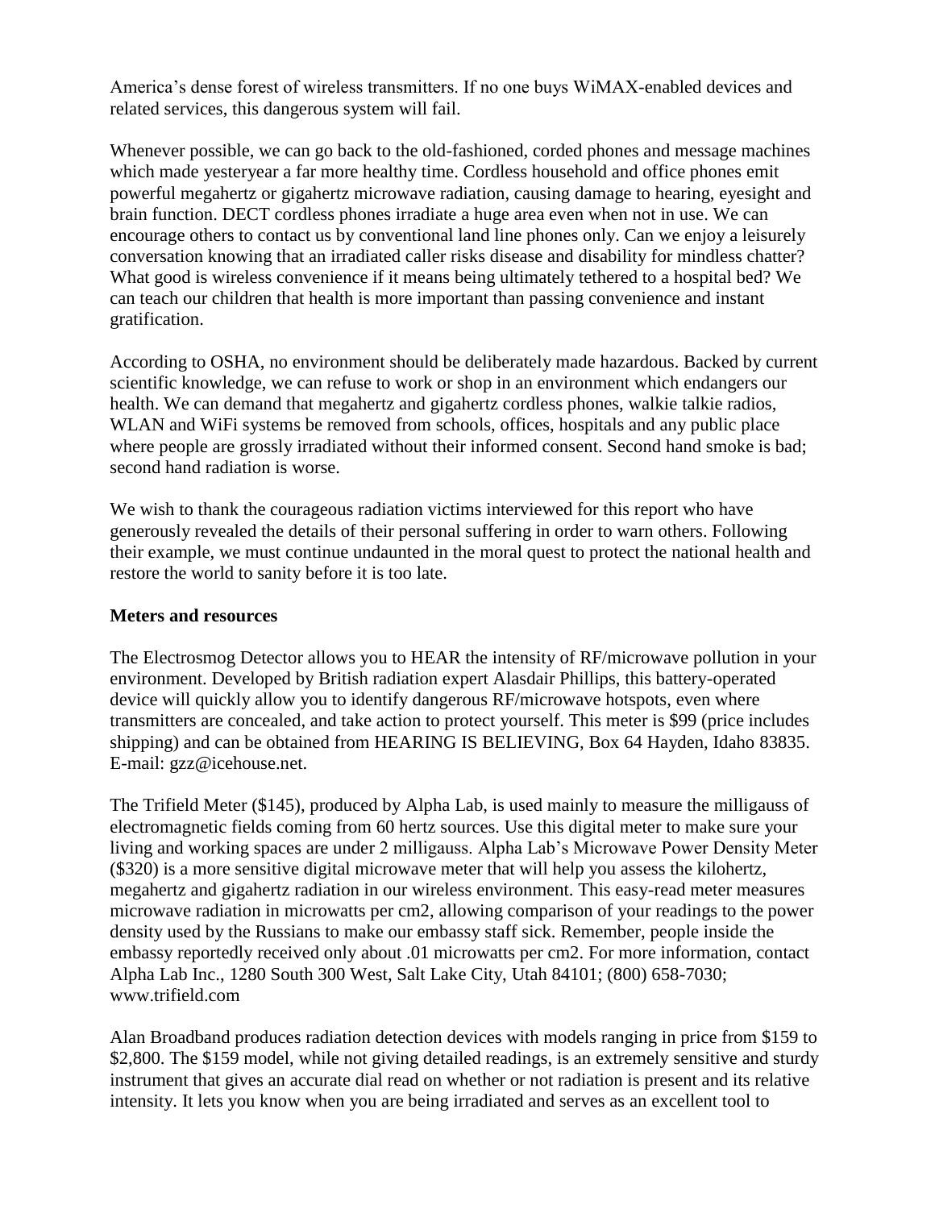America's dense forest of wireless transmitters. If no one buys WiMAX-enabled devices and related services, this dangerous system will fail.

Whenever possible, we can go back to the old-fashioned, corded phones and message machines which made yesteryear a far more healthy time. Cordless household and office phones emit powerful megahertz or gigahertz microwave radiation, causing damage to hearing, eyesight and brain function. DECT cordless phones irradiate a huge area even when not in use. We can encourage others to contact us by conventional land line phones only. Can we enjoy a leisurely conversation knowing that an irradiated caller risks disease and disability for mindless chatter? What good is wireless convenience if it means being ultimately tethered to a hospital bed? We can teach our children that health is more important than passing convenience and instant gratification.

According to OSHA, no environment should be deliberately made hazardous. Backed by current scientific knowledge, we can refuse to work or shop in an environment which endangers our health. We can demand that megahertz and gigahertz cordless phones, walkie talkie radios, WLAN and WiFi systems be removed from schools, offices, hospitals and any public place where people are grossly irradiated without their informed consent. Second hand smoke is bad; second hand radiation is worse.

We wish to thank the courageous radiation victims interviewed for this report who have generously revealed the details of their personal suffering in order to warn others. Following their example, we must continue undaunted in the moral quest to protect the national health and restore the world to sanity before it is too late.

**Meters and resources**

The Electrosmog Detector allows you to HEAR the intensity of RF/microwave pollution in your environment. Developed by British radiation expert Alasdair Phillips, this battery-operated device will quickly allow you to identify dangerous RF/microwave hotspots, even where transmitters are concealed, and take action to protect yourself. This meter is $99 (price includes shipping) and can be obtained from HEARING IS BELIEVING, Box 64 Hayden, Idaho 83835. E-mail: gzz@icehouse.net.

The Trifield Meter ($145), produced by Alpha Lab, is used mainly to measure the milligauss of electromagnetic fields coming from 60 hertz sources. Use this digital meter to make sure your living and working spaces are under 2 milligauss. Alpha Lab's Microwave Power Density Meter ($320) is a more sensitive digital microwave meter that will help you assess the kilohertz, megahertz and gigahertz radiation in our wireless environment. This easy-read meter measures microwave radiation in microwatts per cm2, allowing comparison of your readings to the power density used by the Russians to make our embassy staff sick. Remember, people inside the embassy reportedly received only about .01 microwatts per cm2. For more information, contact Alpha Lab Inc., 1280 South 300 West, Salt Lake City, Utah 84101; (800) 658-7030; www.trifield.com

Alan Broadband produces radiation detection devices with models ranging in price from $159 to $2,800. The $159 model, while not giving detailed readings, is an extremely sensitive and sturdy instrument that gives an accurate dial read on whether or not radiation is present and its relative intensity. It lets you know when you are being irradiated and serves as an excellent tool to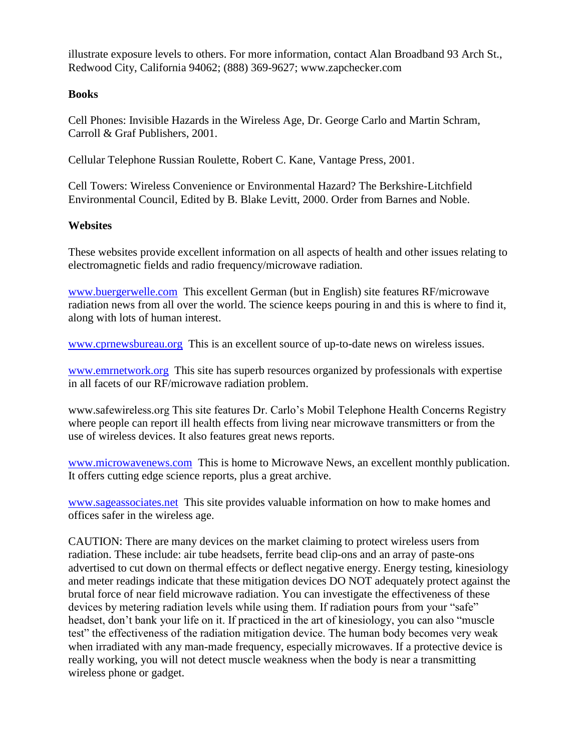illustrate exposure levels to others. For more information, contact Alan Broadband 93 Arch St., Redwood City, California 94062; (888) 369-9627; www.zapchecker.com

**Books**

Cell Phones: Invisible Hazards in the Wireless Age, Dr. George Carlo and Martin Schram, Carroll & Graf Publishers, 2001.

Cellular Telephone Russian Roulette, Robert C. Kane, Vantage Press, 2001.

Cell Towers: Wireless Convenience or Environmental Hazard? The Berkshire-Litchfield Environmental Council, Edited by B. Blake Levitt, 2000. Order from Barnes and Noble.

**Websites**

These websites provide excellent information on all aspects of health and other issues relating to electromagnetic fields and radio frequency/microwave radiation.

www.buergerwelle.com This excellent German (but in English) site features RF/microwave radiation news from all over the world. The science keeps pouring in and this is where to find it, along with lots of human interest.

www.cprnewsbureau.org This is an excellent source of up-to-date news on wireless issues.

www.emrnetwork.org This site has superb resources organized by professionals with expertise in all facets of our RF/microwave radiation problem.

www.safewireless.org This site features Dr. Carlo's Mobil Telephone Health Concerns Registry where people can report ill health effects from living near microwave transmitters or from the use of wireless devices. It also features great news reports.

www.microwavenews.com This is home to Microwave News, an excellent monthly publication. It offers cutting edge science reports, plus a great archive.

www.sageassociates.net This site provides valuable information on how to make homes and offices safer in the wireless age.

CAUTION: There are many devices on the market claiming to protect wireless users from radiation. These include: air tube headsets, ferrite bead clip-ons and an array of paste-ons advertised to cut down on thermal effects or deflect negative energy. Energy testing, kinesiology and meter readings indicate that these mitigation devices DO NOT adequately protect against the brutal force of near field microwave radiation. You can investigate the effectiveness of these devices by metering radiation levels while using them. If radiation pours from your "safe" headset, don't bank your life on it. If practiced in the art of kinesiology, you can also "muscle test" the effectiveness of the radiation mitigation device. The human body becomes very weak when irradiated with any man-made frequency, especially microwaves. If a protective device is really working, you will not detect muscle weakness when the body is near a transmitting wireless phone or gadget.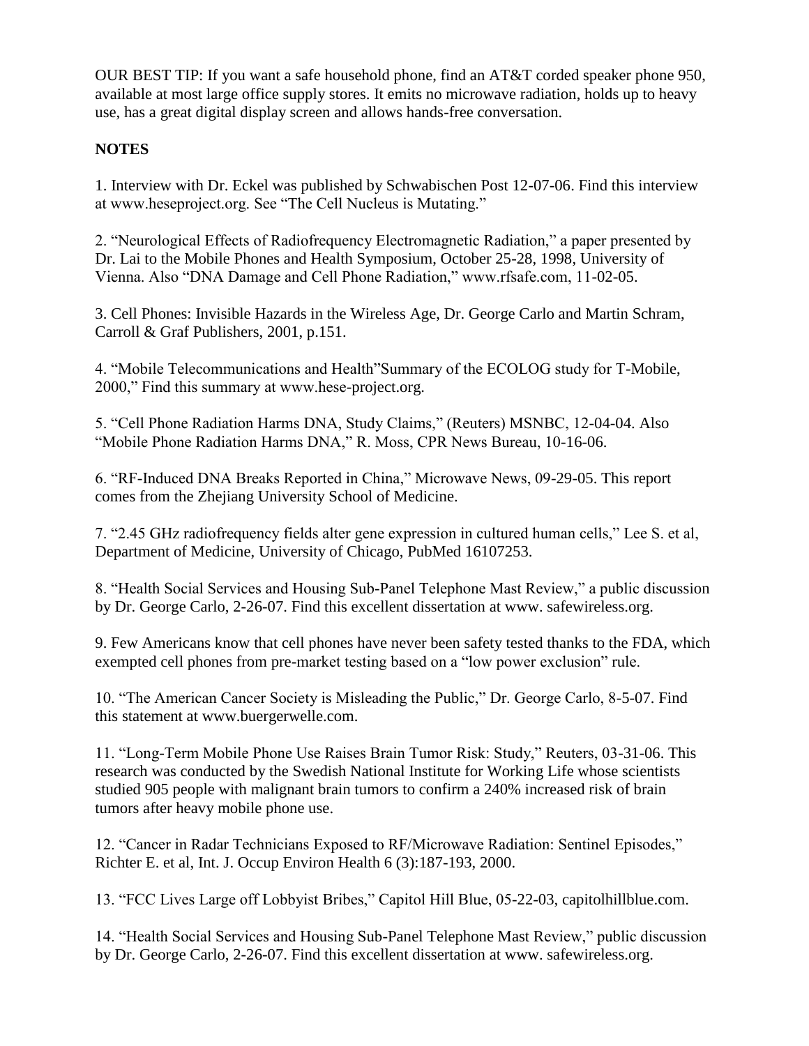OUR BEST TIP: If you want a safe household phone, find an AT&T corded speaker phone 950, available at most large office supply stores. It emits no microwave radiation, holds up to heavy use, has a great digital display screen and allows hands-free conversation.

**NOTES**

1. Interview with Dr. Eckel was published by Schwabischen Post 12-07-06. Find this interview at www.heseproject.org. See “The Cell Nucleus is Mutating.”

2. “Neurological Effects of Radiofrequency Electromagnetic Radiation,” a paper presented by Dr. Lai to the Mobile Phones and Health Symposium, October 25-28, 1998, University of Vienna. Also “DNA Damage and Cell Phone Radiation,” www.rfsafe.com, 11-02-05.

3. Cell Phones: Invisible Hazards in the Wireless Age, Dr. George Carlo and Martin Schram, Carroll & Graf Publishers, 2001, p.151.

4. “Mobile Telecommunications and Health”Summary of the ECOLOG study for T-Mobile, 2000,” Find this summary at www.hese-project.org.

5. “Cell Phone Radiation Harms DNA, Study Claims,” (Reuters) MSNBC, 12-04-04. Also “Mobile Phone Radiation Harms DNA,” R. Moss, CPR News Bureau, 10-16-06.

6. “RF-Induced DNA Breaks Reported in China,” Microwave News, 09-29-05. This report comes from the Zhejiang University School of Medicine.

7. “2.45 GHz radiofrequency fields alter gene expression in cultured human cells,” Lee S. et al, Department of Medicine, University of Chicago, PubMed 16107253.

8. “Health Social Services and Housing Sub-Panel Telephone Mast Review,” a public discussion by Dr. George Carlo, 2-26-07. Find this excellent dissertation at www. safewireless.org.

9. Few Americans know that cell phones have never been safety tested thanks to the FDA, which exempted cell phones from pre-market testing based on a “low power exclusion” rule.

10. “The American Cancer Society is Misleading the Public,” Dr. George Carlo, 8-5-07. Find this statement at www.buergerwelle.com.

11. “Long-Term Mobile Phone Use Raises Brain Tumor Risk: Study,” Reuters, 03-31-06. This research was conducted by the Swedish National Institute for Working Life whose scientists studied 905 people with malignant brain tumors to confirm a 240% increased risk of brain tumors after heavy mobile phone use.

12. “Cancer in Radar Technicians Exposed to RF/Microwave Radiation: Sentinel Episodes,” Richter E. et al, Int. J. Occup Environ Health 6 (3):187-193, 2000.

13. “FCC Lives Large off Lobbyist Bribes,” Capitol Hill Blue, 05-22-03, capitolhillblue.com.

14. “Health Social Services and Housing Sub-Panel Telephone Mast Review,” public discussion by Dr. George Carlo, 2-26-07. Find this excellent dissertation at www. safewireless.org.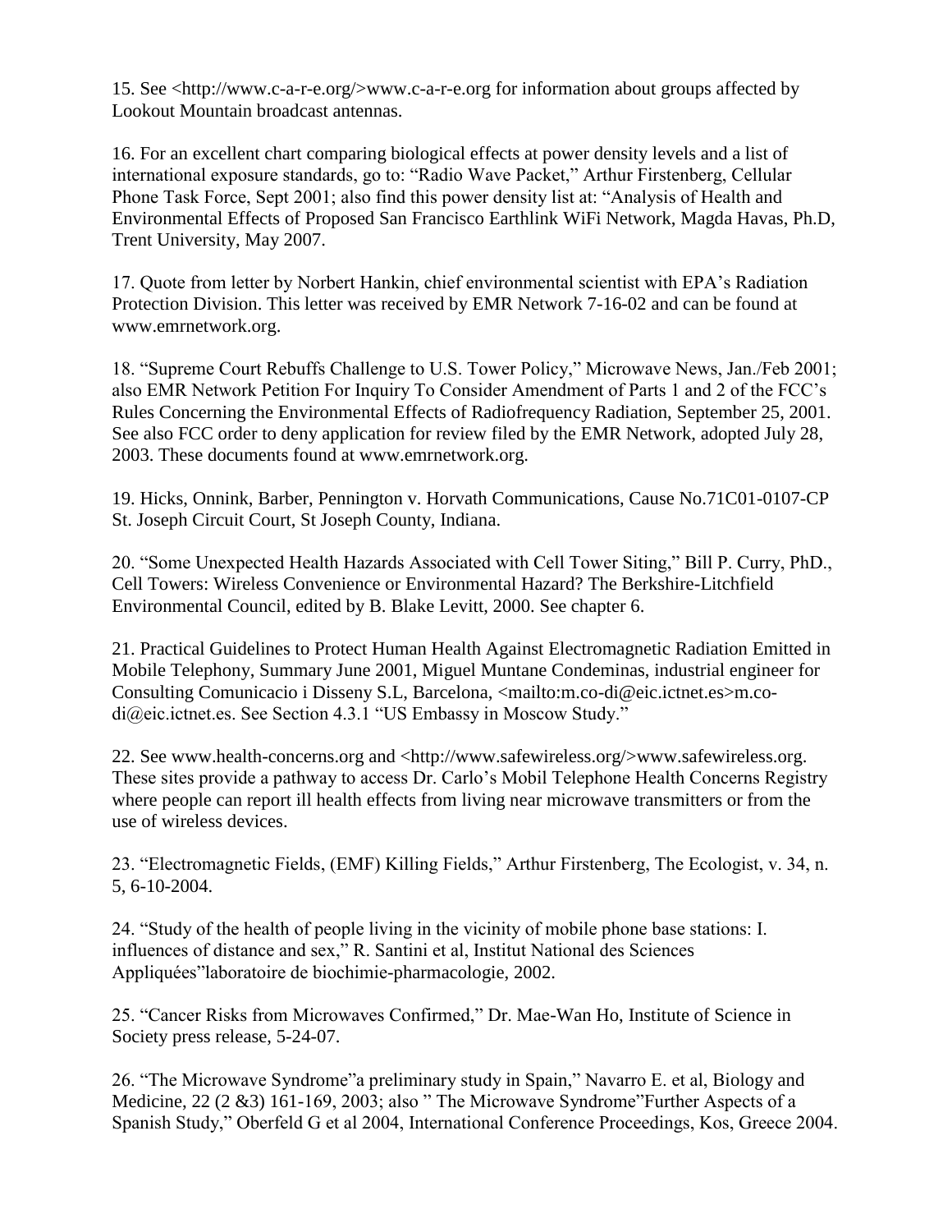15. See <http://www.c-a-r-e.org/>www.c-a-r-e.org for information about groups affected by Lookout Mountain broadcast antennas.

16. For an excellent chart comparing biological effects at power density levels and a list of international exposure standards, go to: "Radio Wave Packet," Arthur Firstenberg, Cellular Phone Task Force, Sept 2001; also find this power density list at: "Analysis of Health and Environmental Effects of Proposed San Francisco Earthlink WiFi Network, Magda Havas, Ph.D, Trent University, May 2007.

17. Quote from letter by Norbert Hankin, chief environmental scientist with EPA's Radiation Protection Division. This letter was received by EMR Network 7-16-02 and can be found at www.emrnetwork.org.

18. "Supreme Court Rebuffs Challenge to U.S. Tower Policy," Microwave News, Jan./Feb 2001; also EMR Network Petition For Inquiry To Consider Amendment of Parts 1 and 2 of the FCC's Rules Concerning the Environmental Effects of Radiofrequency Radiation, September 25, 2001. See also FCC order to deny application for review filed by the EMR Network, adopted July 28, 2003. These documents found at www.emrnetwork.org.

19. Hicks, Onnink, Barber, Pennington v. Horvath Communications, Cause No.71C01-0107-CP St. Joseph Circuit Court, St Joseph County, Indiana.

20. "Some Unexpected Health Hazards Associated with Cell Tower Siting," Bill P. Curry, PhD., Cell Towers: Wireless Convenience or Environmental Hazard? The Berkshire-Litchfield Environmental Council, edited by B. Blake Levitt, 2000. See chapter 6.

21. Practical Guidelines to Protect Human Health Against Electromagnetic Radiation Emitted in Mobile Telephony, Summary June 2001, Miguel Muntane Condeminas, industrial engineer for Consulting Comunicacio i Disseny S.L, Barcelona, <mailto:m.co-di@eic.ictnet.es>m.co-di@eic.ictnet.es. See Section 4.3.1 "US Embassy in Moscow Study."

22. See www.health-concerns.org and <http://www.safewireless.org/>www.safewireless.org. These sites provide a pathway to access Dr. Carlo's Mobil Telephone Health Concerns Registry where people can report ill health effects from living near microwave transmitters or from the use of wireless devices.

23. "Electromagnetic Fields, (EMF) Killing Fields," Arthur Firstenberg, The Ecologist, v. 34, n. 5, 6-10-2004.

24. "Study of the health of people living in the vicinity of mobile phone base stations: I. influences of distance and sex," R. Santini et al, Institut National des Sciences Appliquées"laboratoire de biochimie-pharmacologie, 2002.

25. "Cancer Risks from Microwaves Confirmed," Dr. Mae-Wan Ho, Institute of Science in Society press release, 5-24-07.

26. "The Microwave Syndrome"a preliminary study in Spain," Navarro E. et al, Biology and Medicine, 22 (2 &3) 161-169, 2003; also " The Microwave Syndrome"Further Aspects of a Spanish Study," Oberfeld G et al 2004, International Conference Proceedings, Kos, Greece 2004.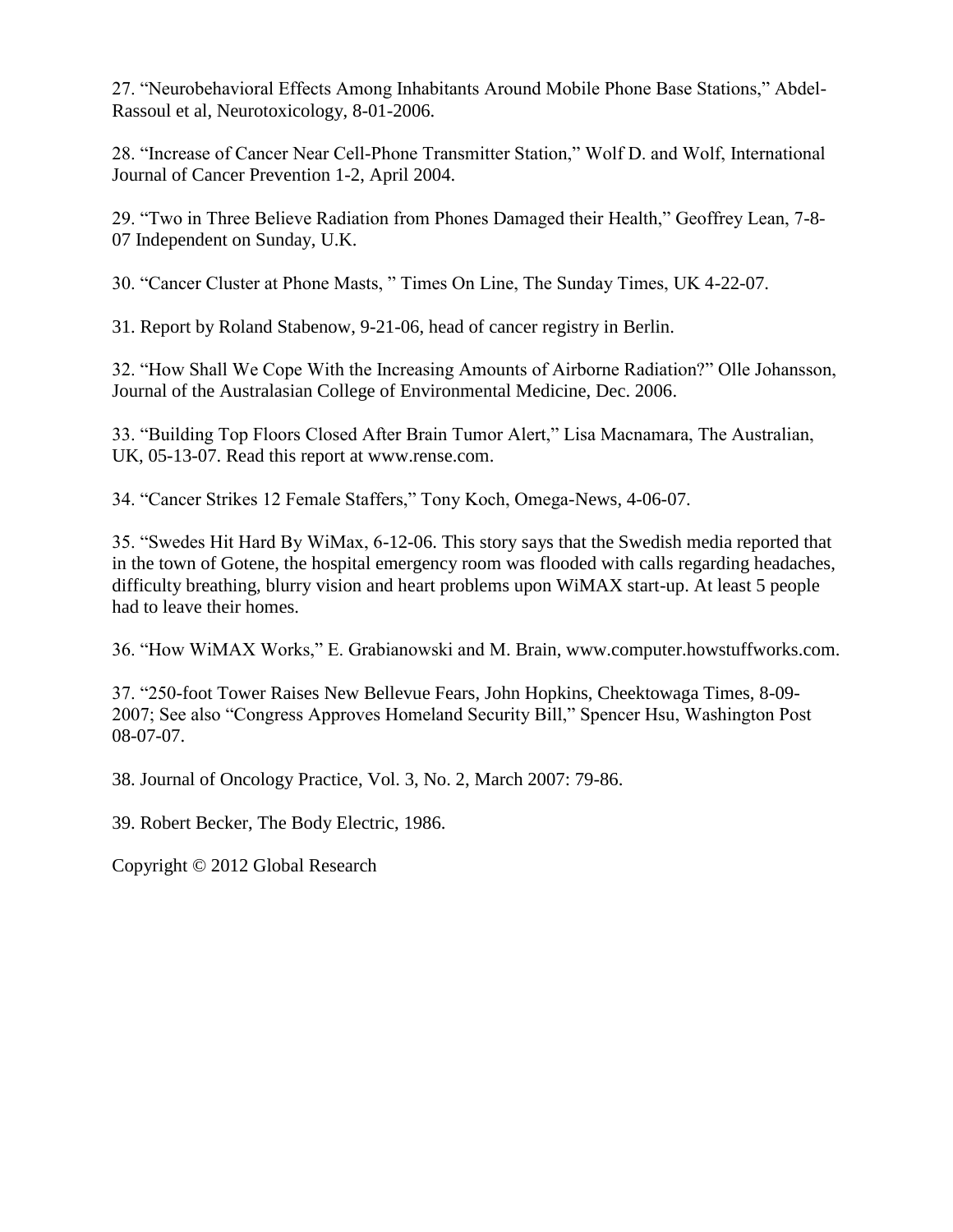27. “Neurobehavioral Effects Among Inhabitants Around Mobile Phone Base Stations,” Abdel-Rassoul et al, Neurotoxicology, 8-01-2006.

28. “Increase of Cancer Near Cell-Phone Transmitter Station,” Wolf D. and Wolf, International Journal of Cancer Prevention 1-2, April 2004.

29. “Two in Three Believe Radiation from Phones Damaged their Health,” Geoffrey Lean, 7-8-07 Independent on Sunday, U.K.

30. “Cancer Cluster at Phone Masts, ” Times On Line, The Sunday Times, UK 4-22-07.

31. Report by Roland Stabenow, 9-21-06, head of cancer registry in Berlin.

32. “How Shall We Cope With the Increasing Amounts of Airborne Radiation?” Olle Johansson, Journal of the Australasian College of Environmental Medicine, Dec. 2006.

33. “Building Top Floors Closed After Brain Tumor Alert,” Lisa Macnamara, The Australian, UK, 05-13-07. Read this report at www.rense.com.

34. “Cancer Strikes 12 Female Staffers,” Tony Koch, Omega-News, 4-06-07.

35. “Swedes Hit Hard By WiMax, 6-12-06. This story says that the Swedish media reported that in the town of Gotene, the hospital emergency room was flooded with calls regarding headaches, difficulty breathing, blurry vision and heart problems upon WiMAX start-up. At least 5 people had to leave their homes.

36. “How WiMAX Works,” E. Grabianowski and M. Brain, www.computer.howstuffworks.com.

37. “250-foot Tower Raises New Bellevue Fears, John Hopkins, Cheektowaga Times, 8-09-2007; See also “Congress Approves Homeland Security Bill,” Spencer Hsu, Washington Post 08-07-07.

38. Journal of Oncology Practice, Vol. 3, No. 2, March 2007: 79-86.

39. Robert Becker, The Body Electric, 1986.

Copyright © 2012 Global Research